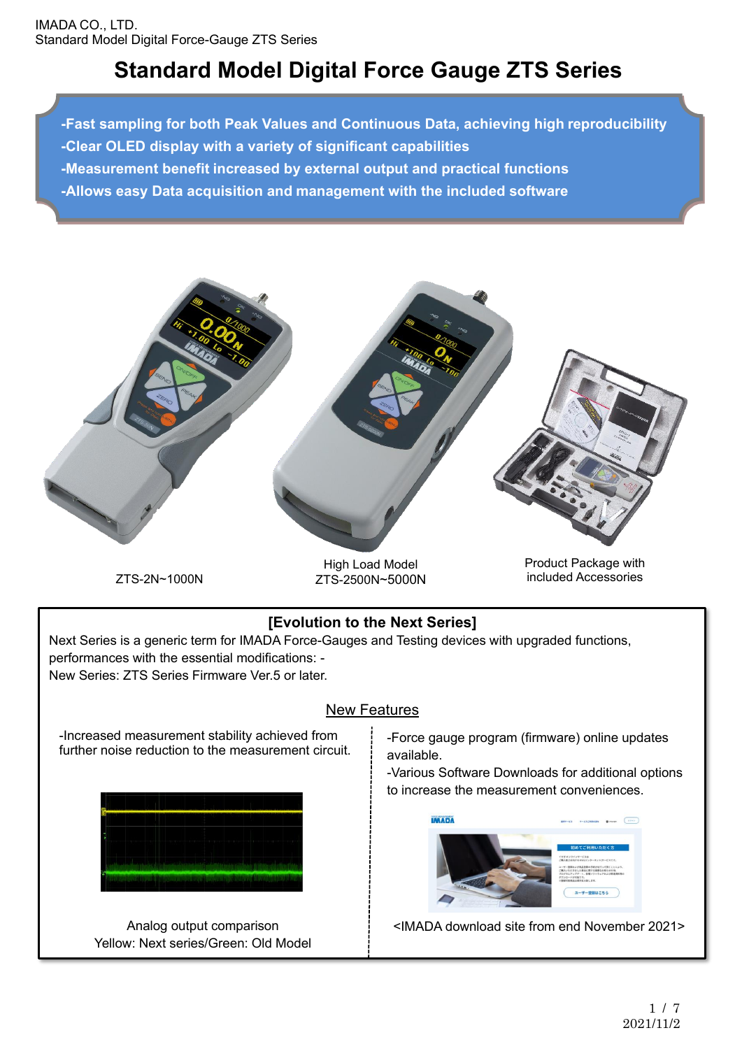# Standard Model Digital Force Gauge ZTS Series

- **-Fast sampling for both Peak Values and Continuous Data, achieving high reproducibility**
- **-Clear OLED display with a variety of significant capabilities**
- **-Measurement benefit increased by external output and practical functions**
- **-Allows easy Data acquisition and management with the included software**

ZTS-2N~1000N

High Load Model
ZTS-2500N~5000N

Product Package with included Accessories

## [Evolution to the Next Series]

Next Series is a generic term for IMADA Force-Gauges and Testing devices with upgraded functions, performances with the essential modifications: -
New Series: ZTS Series Firmware Ver.5 or later.

### New Features

-Increased measurement stability achieved from further noise reduction to the measurement circuit.

Analog output comparison
Yellow: Next series/Green: Old Model

-Force gauge program (firmware) online updates available.
-Various Software Downloads for additional options to increase the measurement conveniences.

<IMADA download site from end November 2021>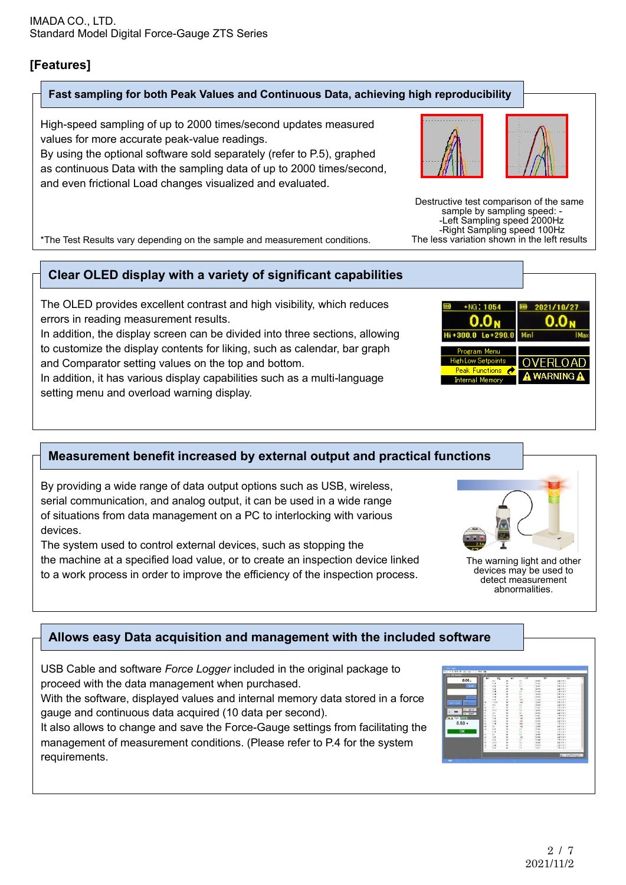IMADA CO., LTD.
Standard Model Digital Force-Gauge ZTS Series

## [Features]

### Fast sampling for both Peak Values and Continuous Data, achieving high reproducibility

High-speed sampling of up to 2000 times/second updates measured values for more accurate peak-value readings.
By using the optional software sold separately (refer to P.5), graphed as continuous Data with the sampling data of up to 2000 times/second, and even frictional Load changes visualized and evaluated.

*The Test Results vary depending on the sample and measurement conditions.

Destructive test comparison of the same sample by sampling speed: -
-Left Sampling speed 2000Hz
-Right Sampling speed 100Hz
The less variation shown in the left results

### Clear OLED display with a variety of significant capabilities

The OLED provides excellent contrast and high visibility, which reduces errors in reading measurement results.
In addition, the display screen can be divided into three sections, allowing to customize the display contents for liking, such as calendar, bar graph and Comparator setting values on the top and bottom.
In addition, it has various display capabilities such as a multi-language setting menu and overload warning display.

### Measurement benefit increased by external output and practical functions

By providing a wide range of data output options such as USB, wireless, serial communication, and analog output, it can be used in a wide range of situations from data management on a PC to interlocking with various devices.
The system used to control external devices, such as stopping the the machine at a specified load value, or to create an inspection device linked to a work process in order to improve the efficiency of the inspection process.

The warning light and other devices may be used to detect measurement abnormalities.

### Allows easy Data acquisition and management with the included software

USB Cable and software *Force Logger* included in the original package to proceed with the data management when purchased.
With the software, displayed values and internal memory data stored in a force gauge and continuous data acquired (10 data per second).
It also allows to change and save the Force-Gauge settings from facilitating the management of measurement conditions. (Please refer to P.4 for the system requirements.

2021/11/2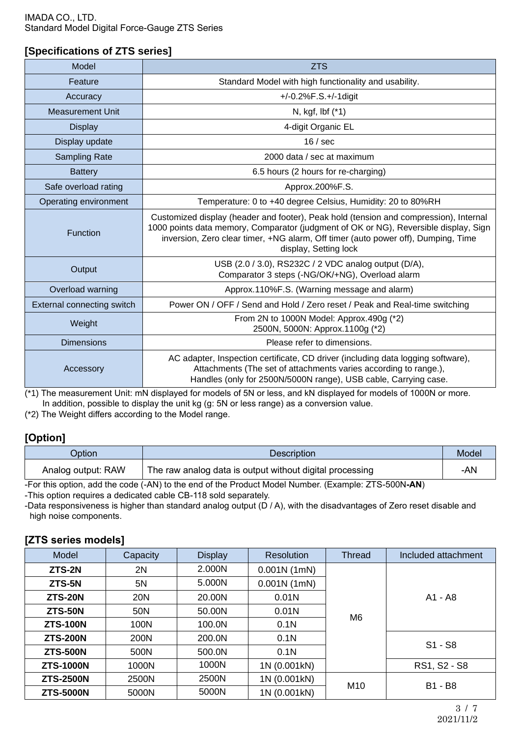## [Specifications of ZTS series]

| Model | ZTS |
|---|---|
| Feature | Standard Model with high functionality and usability. |
| Accuracy | +/-0.2%F.S.+/-1digit |
| Measurement Unit | N, kgf, lbf (*1) |
| Display | 4-digit Organic EL |
| Display update | 16 / sec |
| Sampling Rate | 2000 data / sec at maximum |
| Battery | 6.5 hours (2 hours for re-charging) |
| Safe overload rating | Approx.200%F.S. |
| Operating environment | Temperature: 0 to +40 degree Celsius, Humidity: 20 to 80%RH |
| Function | Customized display (header and footer), Peak hold (tension and compression), Internal 1000 points data memory, Comparator (judgment of OK or NG), Reversible display, Sign inversion, Zero clear timer, +NG alarm, Off timer (auto power off), Dumping, Time display, Setting lock |
| Output | USB (2.0 / 3.0), RS232C / 2 VDC analog output (D/A), Comparator 3 steps (-NG/OK/+NG), Overload alarm |
| Overload warning | Approx.110%F.S. (Warning message and alarm) |
| External connecting switch | Power ON / OFF / Send and Hold / Zero reset / Peak and Real-time switching |
| Weight | From 2N to 1000N Model: Approx.490g (*2) 2500N, 5000N: Approx.1100g (*2) |
| Dimensions | Please refer to dimensions. |
| Accessory | AC adapter, Inspection certificate, CD driver (including data logging software), Attachments (The set of attachments varies according to range.), Handles (only for 2500N/5000N range), USB cable, Carrying case. |

(*1) The measurement Unit: mN displayed for models of 5N or less, and kN displayed for models of 1000N or more. In addition, possible to display the unit kg (g: 5N or less range) as a conversion value.

(*2) The Weight differs according to the Model range.

## [Option]

| Option | Description | Model |
|---|---|---|
| Analog output: RAW | The raw analog data is output without digital processing | -AN |

-For this option, add the code (-AN) to the end of the Product Model Number. (Example: ZTS-500N**-AN**)

-This option requires a dedicated cable CB-118 sold separately.

-Data responsiveness is higher than standard analog output (D / A), with the disadvantages of Zero reset disable and high noise components.

## [ZTS series models]

| Model | Capacity | Display | Resolution | Thread | Included attachment |
|---|---|---|---|---|---|
| **ZTS-2N** | 2N | 2.000N | 0.001N (1mN) | M6 | A1 - A8 |
| **ZTS-5N** | 5N | 5.000N | 0.001N (1mN) | | |
| **ZTS-20N** | 20N | 20.00N | 0.01N | | |
| **ZTS-50N** | 50N | 50.00N | 0.01N | | |
| **ZTS-100N** | 100N | 100.0N | 0.1N | | |
| **ZTS-200N** | 200N | 200.0N | 0.1N | | S1 - S8 |
| **ZTS-500N** | 500N | 500.0N | 0.1N | | |
| **ZTS-1000N** | 1000N | 1000N | 1N (0.001kN) | | RS1, S2 - S8 |
| **ZTS-2500N** | 2500N | 2500N | 1N (0.001kN) | M10 | B1 - B8 |
| **ZTS-5000N** | 5000N | 5000N | 1N (0.001kN) | | |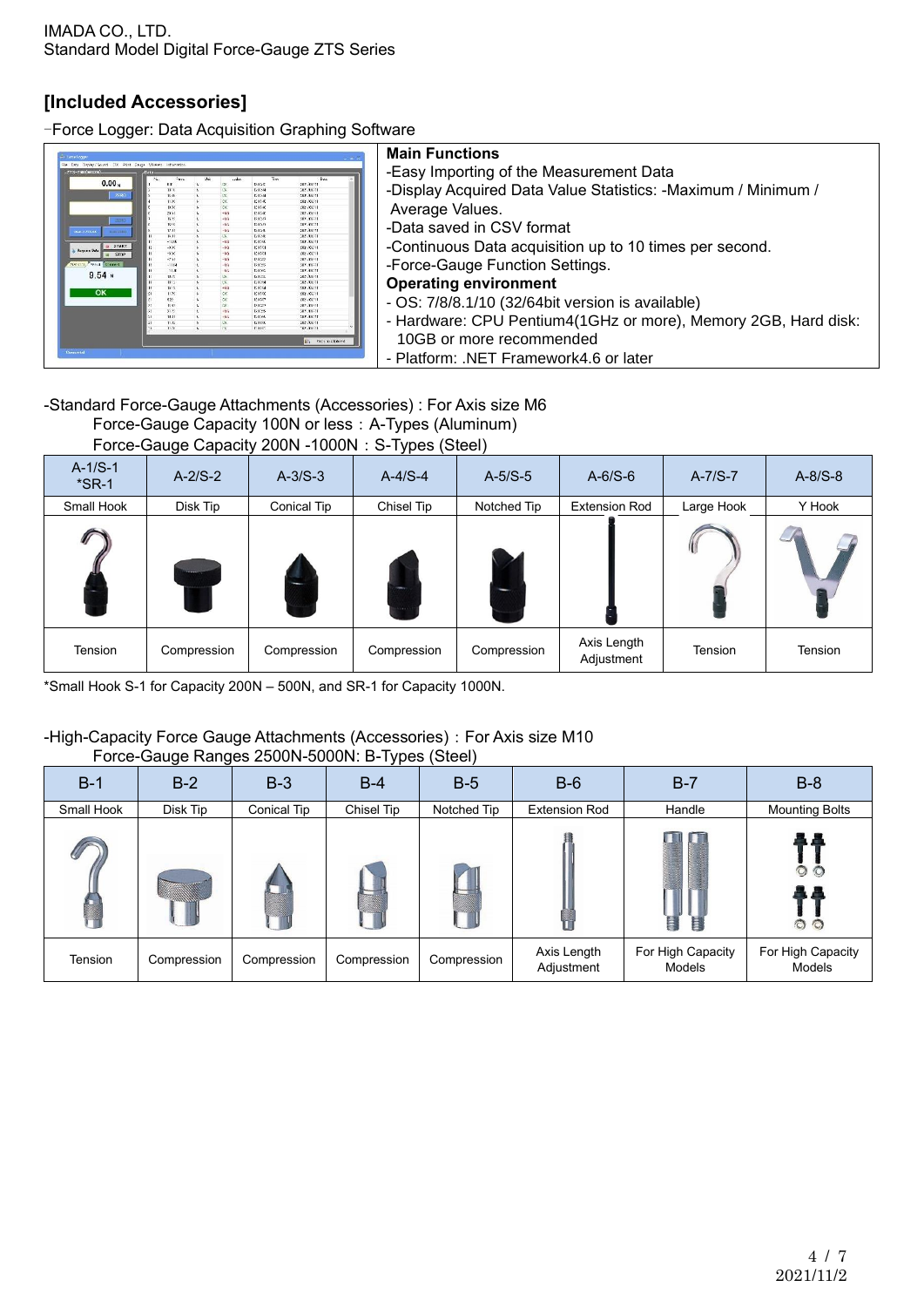## [Included Accessories]

-Force Logger: Data Acquisition Graphing Software

**Main Functions**

-Easy Importing of the Measurement Data
-Display Acquired Data Value Statistics: -Maximum / Minimum / Average Values.
-Data saved in CSV format
-Continuous Data acquisition up to 10 times per second.
-Force-Gauge Function Settings.

**Operating environment**

- OS: 7/8/8.1/10 (32/64bit version is available)
- Hardware: CPU Pentium4(1GHz or more), Memory 2GB, Hard disk: 10GB or more recommended
- Platform: .NET Framework4.6 or later

-Standard Force-Gauge Attachments (Accessories) : For Axis size M6
Force-Gauge Capacity 100N or less：A-Types (Aluminum)
Force-Gauge Capacity 200N -1000N：S-Types (Steel)

| A-1/S-1 *SR-1 | A-2/S-2 | A-3/S-3 | A-4/S-4 | A-5/S-5 | A-6/S-6 | A-7/S-7 | A-8/S-8 |
|---|---|---|---|---|---|---|---|
| Small Hook | Disk Tip | Conical Tip | Chisel Tip | Notched Tip | Extension Rod | Large Hook | Y Hook |
| Tension | Compression | Compression | Compression | Compression | Axis Length Adjustment | Tension | Tension |

*Small Hook S-1 for Capacity 200N – 500N, and SR-1 for Capacity 1000N.

-High-Capacity Force Gauge Attachments (Accessories)：For Axis size M10
Force-Gauge Ranges 2500N-5000N: B-Types (Steel)

| B-1 | B-2 | B-3 | B-4 | B-5 | B-6 | B-7 | B-8 |
|---|---|---|---|---|---|---|---|
| Small Hook | Disk Tip | Conical Tip | Chisel Tip | Notched Tip | Extension Rod | Handle | Mounting Bolts |
| Tension | Compression | Compression | Compression | Compression | Axis Length Adjustment | For High Capacity Models | For High Capacity Models |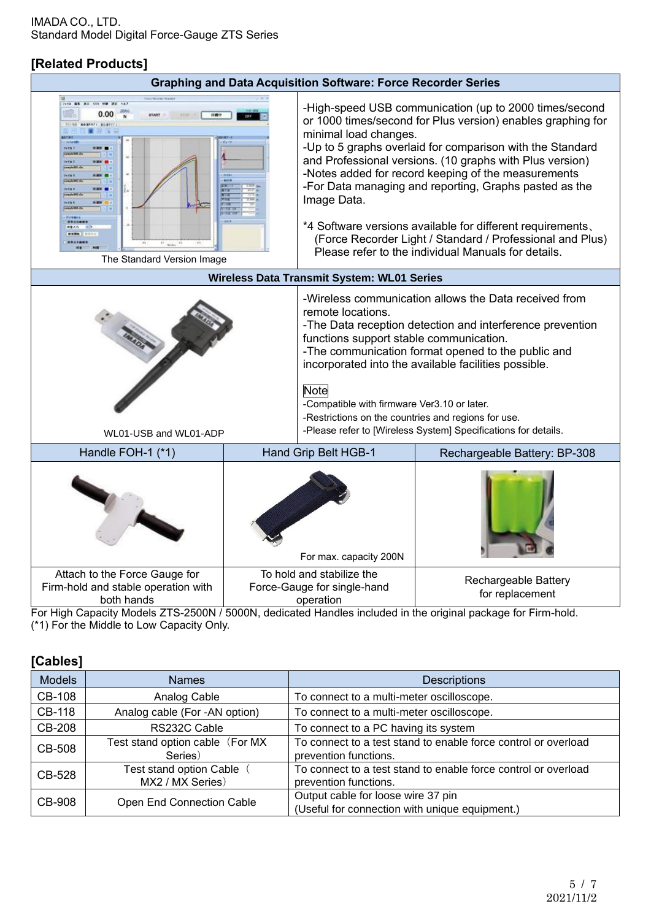## [Related Products]

| Graphing and Data Acquisition Software: Force Recorder Series | |
|---|---|
| The Standard Version Image | -High-speed USB communication (up to 2000 times/second or 1000 times/second for Plus version) enables graphing for minimal load changes.<br>-Up to 5 graphs overlaid for comparison with the Standard and Professional versions. (10 graphs with Plus version)<br>-Notes added for record keeping of the measurements<br>-For Data managing and reporting, Graphs pasted as the Image Data.<br><br>*4 Software versions available for different requirements、(Force Recorder Light / Standard / Professional and Plus) Please refer to the individual Manuals for details. |

| Wireless Data Transmit System: WL01 Series | |
|---|---|
| WL01-USB and WL01-ADP | -Wireless communication allows the Data received from remote locations.<br>-The Data reception detection and interference prevention functions support stable communication.<br>-The communication format opened to the public and incorporated into the available facilities possible.<br><br>Note<br>-Compatible with firmware Ver3.10 or later.<br>-Restrictions on the countries and regions for use.<br>-Please refer to [Wireless System] Specifications for details. |

| Handle FOH-1 (*1) | Hand Grip Belt HGB-1 | Rechargeable Battery: BP-308 |
|---|---|---|
| | For max. capacity 200N | |
| Attach to the Force Gauge for Firm-hold and stable operation with both hands | To hold and stabilize the Force-Gauge for single-hand operation | Rechargeable Battery for replacement |

For High Capacity Models ZTS-2500N / 5000N, dedicated Handles included in the original package for Firm-hold.
(*1) For the Middle to Low Capacity Only.

## [Cables]

| Models | Names | Descriptions |
|---|---|---|
| CB-108 | Analog Cable | To connect to a multi-meter oscilloscope. |
| CB-118 | Analog cable (For -AN option) | To connect to a multi-meter oscilloscope. |
| CB-208 | RS232C Cable | To connect to a PC having its system |
| CB-508 | Test stand option cable（For MX Series） | To connect to a test stand to enable force control or overload prevention functions. |
| CB-528 | Test stand option Cable（MX2 / MX Series） | To connect to a test stand to enable force control or overload prevention functions. |
| CB-908 | Open End Connection Cable | Output cable for loose wire 37 pin<br>(Useful for connection with unique equipment.) |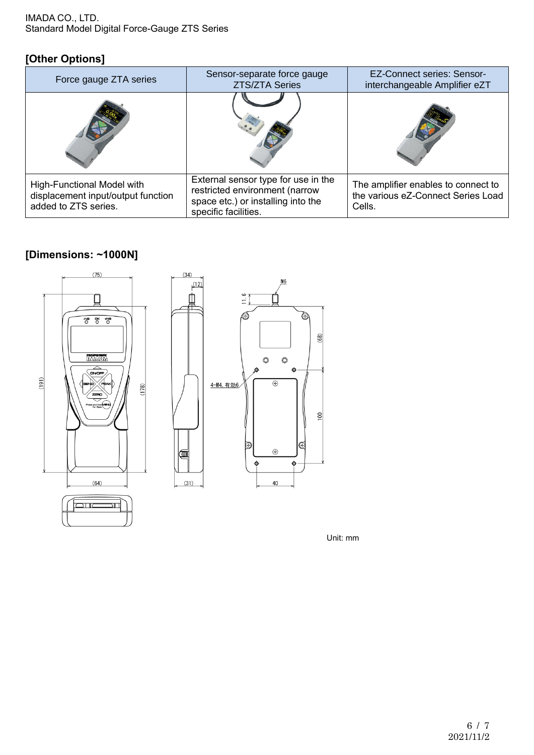## [Other Options]

| Force gauge ZTA series | Sensor-separate force gauge ZTS/ZTA Series | EZ-Connect series: Sensor-interchangeable Amplifier eZT |
|---|---|---|
| | | |
| High-Functional Model with displacement input/output function added to ZTS series. | External sensor type for use in the restricted environment (narrow space etc.) or installing into the specific facilities. | The amplifier enables to connect to the various eZ-Connect Series Load Cells. |

## [Dimensions: ~1000N]

Unit: mm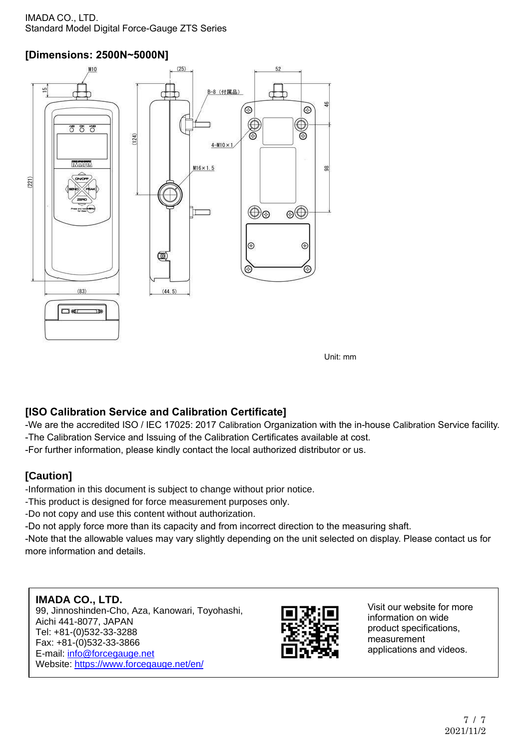IMADA CO., LTD.
Standard Model Digital Force-Gauge ZTS Series

## [Dimensions: 2500N~5000N]

M10
(25)
52
15
B-8（付属品）
46
(124)
4-M10×1
M16×1.5
(221)
98
(83)
(44.5)

Unit: mm

## [ISO Calibration Service and Calibration Certificate]

-We are the accredited ISO / IEC 17025: 2017 Calibration Organization with the in-house Calibration Service facility.
-The Calibration Service and Issuing of the Calibration Certificates available at cost.
-For further information, please kindly contact the local authorized distributor or us.

## [Caution]

-Information in this document is subject to change without prior notice.
-This product is designed for force measurement purposes only.
-Do not copy and use this content without authorization.
-Do not apply force more than its capacity and from incorrect direction to the measuring shaft.
-Note that the allowable values may vary slightly depending on the unit selected on display. Please contact us for more information and details.

**IMADA CO., LTD.**
99, Jinnoshinden-Cho, Aza, Kanowari, Toyohashi,
Aichi 441-8077, JAPAN
Tel: +81-(0)532-33-3288
Fax: +81-(0)532-33-3866
E-mail: info@forcegauge.net
Website: https://www.forcegauge.net/en/

Visit our website for more information on wide product specifications, measurement applications and videos.

2021/11/2